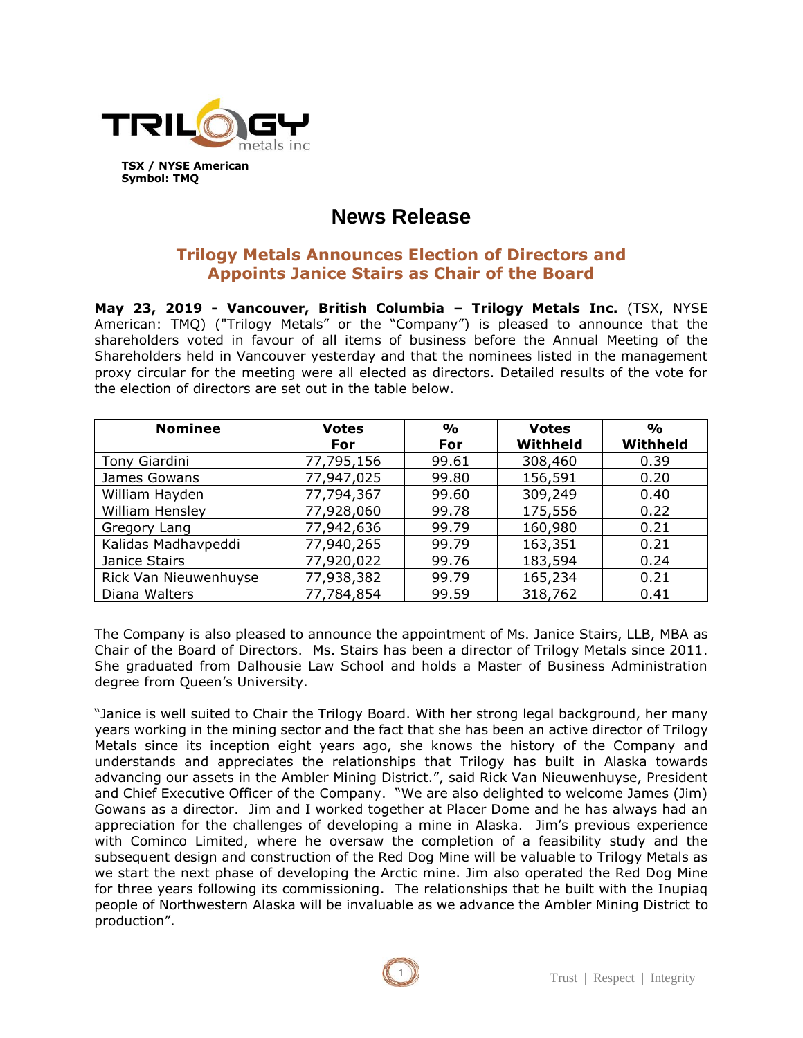TRILOGY metals inc

**TSX / NYSE American**
**Symbol: TMQ**

# News Release

## Trilogy Metals Announces Election of Directors and Appoints Janice Stairs as Chair of the Board

**May 23, 2019 - Vancouver, British Columbia – Trilogy Metals Inc.** (TSX, NYSE American: TMQ) ("Trilogy Metals" or the "Company") is pleased to announce that the shareholders voted in favour of all items of business before the Annual Meeting of the Shareholders held in Vancouver yesterday and that the nominees listed in the management proxy circular for the meeting were all elected as directors. Detailed results of the vote for the election of directors are set out in the table below.

| Nominee | Votes For | % For | Votes Withheld | % Withheld |
|---|---|---|---|---|
| Tony Giardini | 77,795,156 | 99.61 | 308,460 | 0.39 |
| James Gowans | 77,947,025 | 99.80 | 156,591 | 0.20 |
| William Hayden | 77,794,367 | 99.60 | 309,249 | 0.40 |
| William Hensley | 77,928,060 | 99.78 | 175,556 | 0.22 |
| Gregory Lang | 77,942,636 | 99.79 | 160,980 | 0.21 |
| Kalidas Madhavpeddi | 77,940,265 | 99.79 | 163,351 | 0.21 |
| Janice Stairs | 77,920,022 | 99.76 | 183,594 | 0.24 |
| Rick Van Nieuwenhuyse | 77,938,382 | 99.79 | 165,234 | 0.21 |
| Diana Walters | 77,784,854 | 99.59 | 318,762 | 0.41 |

The Company is also pleased to announce the appointment of Ms. Janice Stairs, LLB, MBA as Chair of the Board of Directors. Ms. Stairs has been a director of Trilogy Metals since 2011. She graduated from Dalhousie Law School and holds a Master of Business Administration degree from Queen's University.

"Janice is well suited to Chair the Trilogy Board. With her strong legal background, her many years working in the mining sector and the fact that she has been an active director of Trilogy Metals since its inception eight years ago, she knows the history of the Company and understands and appreciates the relationships that Trilogy has built in Alaska towards advancing our assets in the Ambler Mining District.", said Rick Van Nieuwenhuyse, President and Chief Executive Officer of the Company. "We are also delighted to welcome James (Jim) Gowans as a director. Jim and I worked together at Placer Dome and he has always had an appreciation for the challenges of developing a mine in Alaska. Jim's previous experience with Cominco Limited, where he oversaw the completion of a feasibility study and the subsequent design and construction of the Red Dog Mine will be valuable to Trilogy Metals as we start the next phase of developing the Arctic mine. Jim also operated the Red Dog Mine for three years following its commissioning. The relationships that he built with the Inupiaq people of Northwestern Alaska will be invaluable as we advance the Ambler Mining District to production".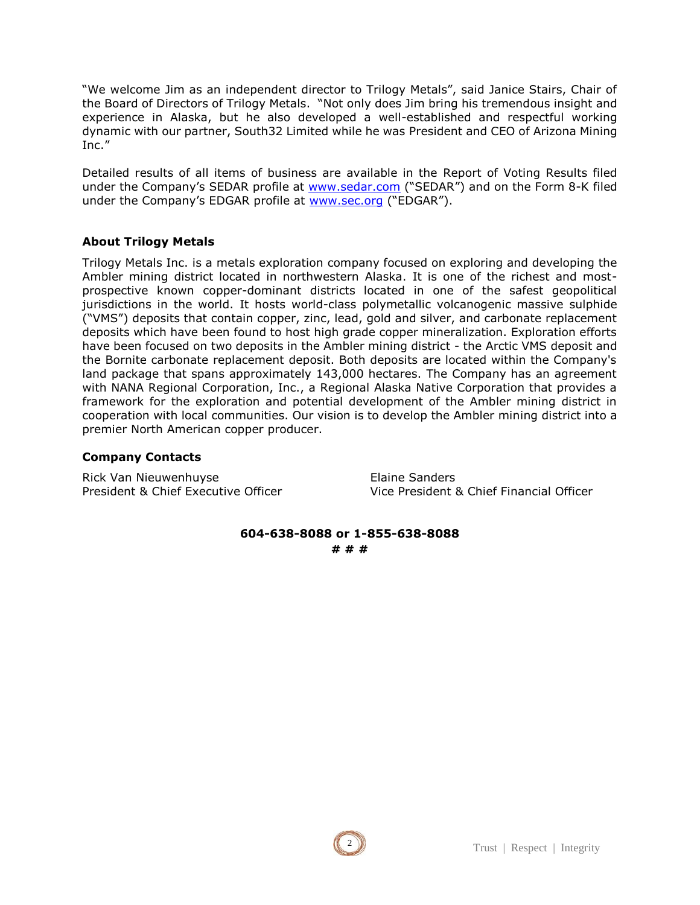"We welcome Jim as an independent director to Trilogy Metals", said Janice Stairs, Chair of the Board of Directors of Trilogy Metals. "Not only does Jim bring his tremendous insight and experience in Alaska, but he also developed a well-established and respectful working dynamic with our partner, South32 Limited while he was President and CEO of Arizona Mining Inc."

Detailed results of all items of business are available in the Report of Voting Results filed under the Company's SEDAR profile at [www.sedar.com](http://www.sedar.com) ("SEDAR") and on the Form 8-K filed under the Company's EDGAR profile at [www.sec.org](http://www.sec.org) ("EDGAR").

## About Trilogy Metals

Trilogy Metals Inc. is a metals exploration company focused on exploring and developing the Ambler mining district located in northwestern Alaska. It is one of the richest and most-prospective known copper-dominant districts located in one of the safest geopolitical jurisdictions in the world. It hosts world-class polymetallic volcanogenic massive sulphide ("VMS") deposits that contain copper, zinc, lead, gold and silver, and carbonate replacement deposits which have been found to host high grade copper mineralization. Exploration efforts have been focused on two deposits in the Ambler mining district - the Arctic VMS deposit and the Bornite carbonate replacement deposit. Both deposits are located within the Company's land package that spans approximately 143,000 hectares. The Company has an agreement with NANA Regional Corporation, Inc., a Regional Alaska Native Corporation that provides a framework for the exploration and potential development of the Ambler mining district in cooperation with local communities. Our vision is to develop the Ambler mining district into a premier North American copper producer.

## Company Contacts

Rick Van Nieuwenhuyse
President & Chief Executive Officer

Elaine Sanders
Vice President & Chief Financial Officer

**604-638-8088 or 1-855-638-8088**

**# # #**